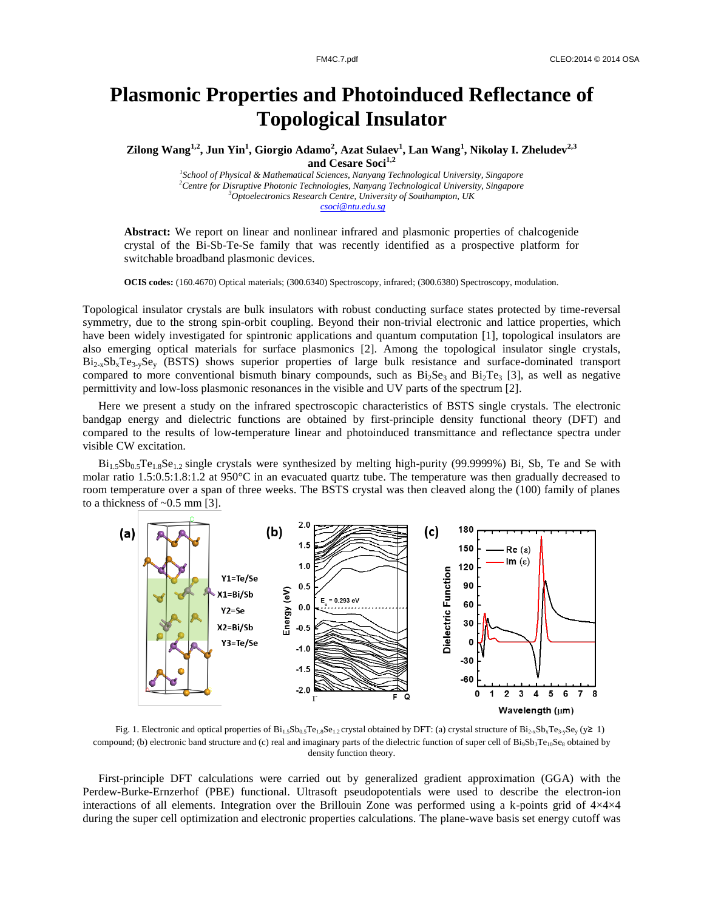# Plasmonic Properties and Photoinduced Reflectance of Topological Insulator

**Zilong Wang[1,2], Jun Yin[1], Giorgio Adamo[2], Azat Sulaev[1], Lan Wang[1], Nikolay I. Zheludev[2,3] and Cesare Soci[1,2]**

[1]*School of Physical & Mathematical Sciences, Nanyang Technological University, Singapore*
[2]*Centre for Disruptive Photonic Technologies, Nanyang Technological University, Singapore*
[3]*Optoelectronics Research Centre, University of Southampton, UK*
*csoci@ntu.edu.sg*

**Abstract:** We report on linear and nonlinear infrared and plasmonic properties of chalcogenide crystal of the Bi-Sb-Te-Se family that was recently identified as a prospective platform for switchable broadband plasmonic devices.

**OCIS codes:** (160.4670) Optical materials; (300.6340) Spectroscopy, infrared; (300.6380) Spectroscopy, modulation.

Topological insulator crystals are bulk insulators with robust conducting surface states protected by time-reversal symmetry, due to the strong spin-orbit coupling. Beyond their non-trivial electronic and lattice properties, which have been widely investigated for spintronic applications and quantum computation [1], topological insulators are also emerging optical materials for surface plasmonics [2]. Among the topological insulator single crystals, $Bi_{2-x}Sb_xTe_{3-y}Se_y$ (BSTS) shows superior properties of large bulk resistance and surface-dominated transport compared to more conventional bismuth binary compounds, such as $Bi_2Se_3$ and $Bi_2Te_3$ [3], as well as negative permittivity and low-loss plasmonic resonances in the visible and UV parts of the spectrum [2].

Here we present a study on the infrared spectroscopic characteristics of BSTS single crystals. The electronic bandgap energy and dielectric functions are obtained by first-principle density functional theory (DFT) and compared to the results of low-temperature linear and photoinduced transmittance and reflectance spectra under visible CW excitation.

$Bi_{1.5}Sb_{0.5}Te_{1.8}Se_{1.2}$ single crystals were synthesized by melting high-purity (99.9999%) Bi, Sb, Te and Se with molar ratio 1.5:0.5:1.8:1.2 at 950°C in an evacuated quartz tube. The temperature was then gradually decreased to room temperature over a span of three weeks. The BSTS crystal was then cleaved along the (100) family of planes to a thickness of ~0.5 mm [3].

Fig. 1. Electronic and optical properties of $Bi_{1.5}Sb_{0.5}Te_{1.8}Se_{1.2}$ crystal obtained by DFT: (a) crystal structure of $Bi_{2-x}Sb_xTe_{3-y}Se_y$ ($y \geq 1$) compound; (b) electronic band structure and (c) real and imaginary parts of the dielectric function of super cell of $Bi_9Sb_3Te_{10}Se_8$ obtained by density function theory.

First-principle DFT calculations were carried out by generalized gradient approximation (GGA) with the Perdew-Burke-Ernzerhof (PBE) functional. Ultrasoft pseudopotentials were used to describe the electron-ion interactions of all elements. Integration over the Brillouin Zone was performed using a k-points grid of 4×4×4 during the super cell optimization and electronic properties calculations. The plane-wave basis set energy cutoff was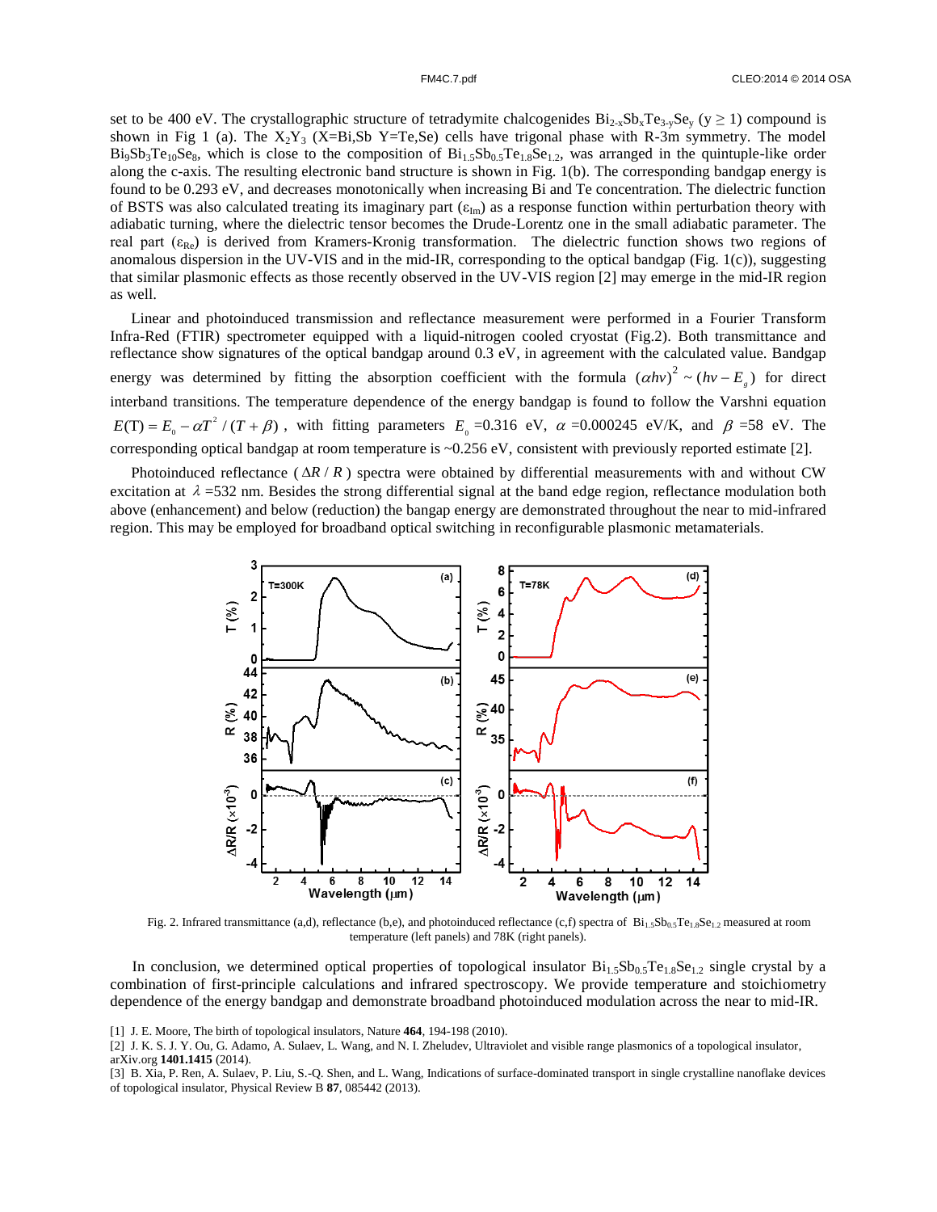set to be 400 eV. The crystallographic structure of tetradymite chalcogenides $Bi_{2-x}Sb_xTe_{3-y}Se_y$ ($y \geq 1$) compound is shown in Fig 1 (a). The $X_2Y_3$ (X=Bi,Sb Y=Te,Se) cells have trigonal phase with R-3m symmetry. The model $Bi_9Sb_3Te_{10}Se_8$, which is close to the composition of $Bi_{1.5}Sb_{0.5}Te_{1.8}Se_{1.2}$, was arranged in the quintuple-like order along the c-axis. The resulting electronic band structure is shown in Fig. 1(b). The corresponding bandgap energy is found to be 0.293 eV, and decreases monotonically when increasing Bi and Te concentration. The dielectric function of BSTS was also calculated treating its imaginary part ($\varepsilon_{Im}$) as a response function within perturbation theory with adiabatic turning, where the dielectric tensor becomes the Drude-Lorentz one in the small adiabatic parameter. The real part ($\varepsilon_{Re}$) is derived from Kramers-Kronig transformation. The dielectric function shows two regions of anomalous dispersion in the UV-VIS and in the mid-IR, corresponding to the optical bandgap (Fig. 1(c)), suggesting that similar plasmonic effects as those recently observed in the UV-VIS region [2] may emerge in the mid-IR region as well.

Linear and photoinduced transmission and reflectance measurement were performed in a Fourier Transform Infra-Red (FTIR) spectrometer equipped with a liquid-nitrogen cooled cryostat (Fig.2). Both transmittance and reflectance show signatures of the optical bandgap around 0.3 eV, in agreement with the calculated value. Bandgap energy was determined by fitting the absorption coefficient with the formula $(\alpha h\nu)^2 \sim (h\nu - E_g)$ for direct interband transitions. The temperature dependence of the energy bandgap is found to follow the Varshni equation $E(\mathrm{T}) = E_0 - \alpha T^2 / (T + \beta)$, with fitting parameters $E_0$ =0.316 eV, $\alpha$ =0.000245 eV/K, and $\beta$ =58 eV. The corresponding optical bandgap at room temperature is ~0.256 eV, consistent with previously reported estimate [2].

Photoinduced reflectance ($\Delta R / R$) spectra were obtained by differential measurements with and without CW excitation at $\lambda$ =532 nm. Besides the strong differential signal at the band edge region, reflectance modulation both above (enhancement) and below (reduction) the bangap energy are demonstrated throughout the near to mid-infrared region. This may be employed for broadband optical switching in reconfigurable plasmonic metamaterials.

T=300K
(a)
T (%)
(b)
R (%)
(c)
ΔR/R (×10³)
Wavelength (μm)
T=78K
(d)
T (%)
(e)
R (%)
(f)
ΔR/R (×10³)
Wavelength (μm)

Fig. 2. Infrared transmittance (a,d), reflectance (b,e), and photoinduced reflectance (c,f) spectra of $Bi_{1.5}Sb_{0.5}Te_{1.8}Se_{1.2}$ measured at room temperature (left panels) and 78K (right panels).

In conclusion, we determined optical properties of topological insulator $Bi_{1.5}Sb_{0.5}Te_{1.8}Se_{1.2}$ single crystal by a combination of first-principle calculations and infrared spectroscopy. We provide temperature and stoichiometry dependence of the energy bandgap and demonstrate broadband photoinduced modulation across the near to mid-IR.

[1] J. E. Moore, The birth of topological insulators, Nature **464**, 194-198 (2010).

[2] J. K. S. J. Y. Ou, G. Adamo, A. Sulaev, L. Wang, and N. I. Zheludev, Ultraviolet and visible range plasmonics of a topological insulator, arXiv.org **1401.1415** (2014).

[3] B. Xia, P. Ren, A. Sulaev, P. Liu, S.-Q. Shen, and L. Wang, Indications of surface-dominated transport in single crystalline nanoflake devices of topological insulator, Physical Review B **87**, 085442 (2013).